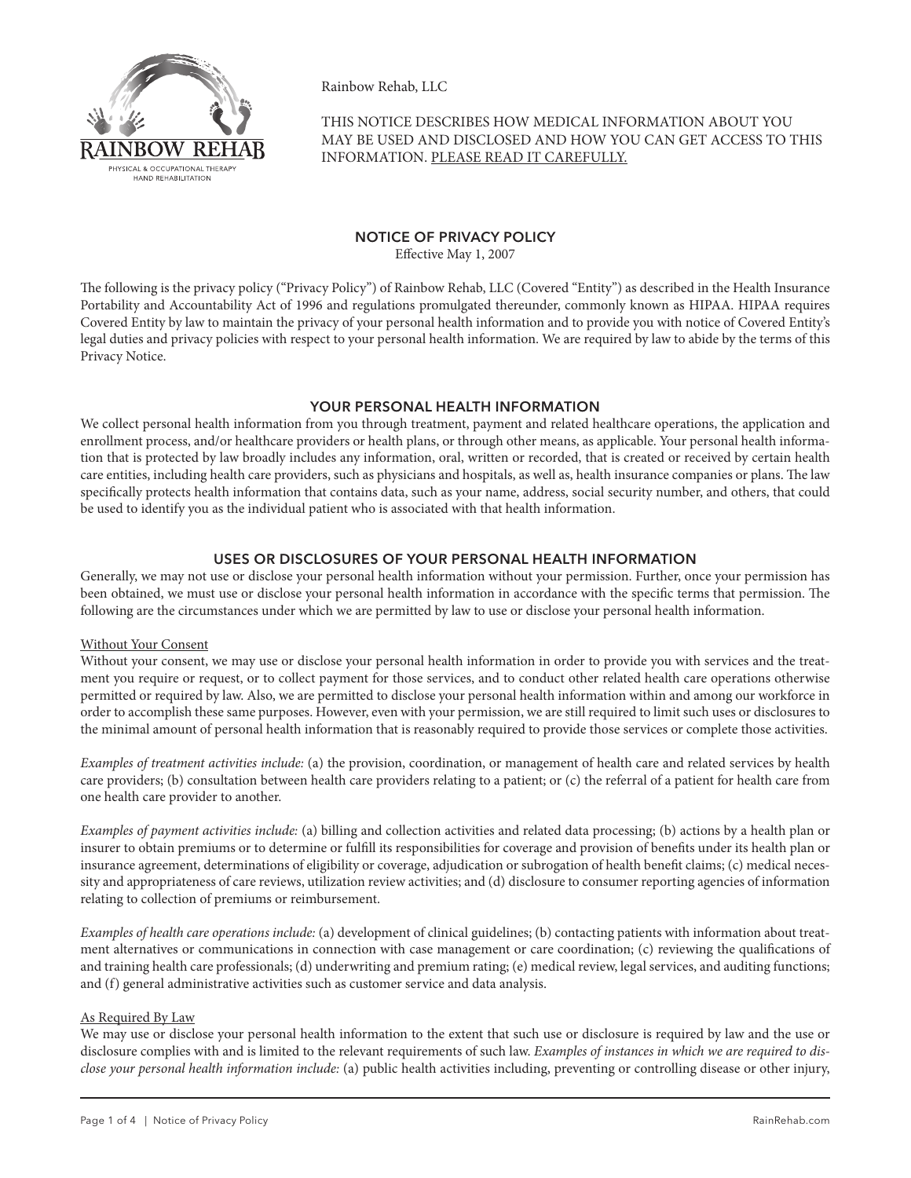Rainbow Rehab, LLC

THIS NOTICE DESCRIBES HOW MEDICAL INFORMATION ABOUT YOU MAY BE USED AND DISCLOSED AND HOW YOU CAN GET ACCESS TO THIS INFORMATION. PLEASE READ IT CAREFULLY.

# NOTICE OF PRIVACY POLICY

Effective May 1, 2007

The following is the privacy policy ("Privacy Policy") of Rainbow Rehab, LLC (Covered "Entity") as described in the Health Insurance Portability and Accountability Act of 1996 and regulations promulgated thereunder, commonly known as HIPAA. HIPAA requires Covered Entity by law to maintain the privacy of your personal health information and to provide you with notice of Covered Entity's legal duties and privacy policies with respect to your personal health information. We are required by law to abide by the terms of this Privacy Notice.

## YOUR PERSONAL HEALTH INFORMATION

We collect personal health information from you through treatment, payment and related healthcare operations, the application and enrollment process, and/or healthcare providers or health plans, or through other means, as applicable. Your personal health information that is protected by law broadly includes any information, oral, written or recorded, that is created or received by certain health care entities, including health care providers, such as physicians and hospitals, as well as, health insurance companies or plans. The law specifically protects health information that contains data, such as your name, address, social security number, and others, that could be used to identify you as the individual patient who is associated with that health information.

## USES OR DISCLOSURES OF YOUR PERSONAL HEALTH INFORMATION

Generally, we may not use or disclose your personal health information without your permission. Further, once your permission has been obtained, we must use or disclose your personal health information in accordance with the specific terms that permission. The following are the circumstances under which we are permitted by law to use or disclose your personal health information.

### Without Your Consent

Without your consent, we may use or disclose your personal health information in order to provide you with services and the treatment you require or request, or to collect payment for those services, and to conduct other related health care operations otherwise permitted or required by law. Also, we are permitted to disclose your personal health information within and among our workforce in order to accomplish these same purposes. However, even with your permission, we are still required to limit such uses or disclosures to the minimal amount of personal health information that is reasonably required to provide those services or complete those activities.

*Examples of treatment activities include:* (a) the provision, coordination, or management of health care and related services by health care providers; (b) consultation between health care providers relating to a patient; or (c) the referral of a patient for health care from one health care provider to another.

*Examples of payment activities include:* (a) billing and collection activities and related data processing; (b) actions by a health plan or insurer to obtain premiums or to determine or fulfill its responsibilities for coverage and provision of benefits under its health plan or insurance agreement, determinations of eligibility or coverage, adjudication or subrogation of health benefit claims; (c) medical necessity and appropriateness of care reviews, utilization review activities; and (d) disclosure to consumer reporting agencies of information relating to collection of premiums or reimbursement.

*Examples of health care operations include:* (a) development of clinical guidelines; (b) contacting patients with information about treatment alternatives or communications in connection with case management or care coordination; (c) reviewing the qualifications of and training health care professionals; (d) underwriting and premium rating; (e) medical review, legal services, and auditing functions; and (f) general administrative activities such as customer service and data analysis.

### As Required By Law

We may use or disclose your personal health information to the extent that such use or disclosure is required by law and the use or disclosure complies with and is limited to the relevant requirements of such law. *Examples of instances in which we are required to disclose your personal health information include:* (a) public health activities including, preventing or controlling disease or other injury,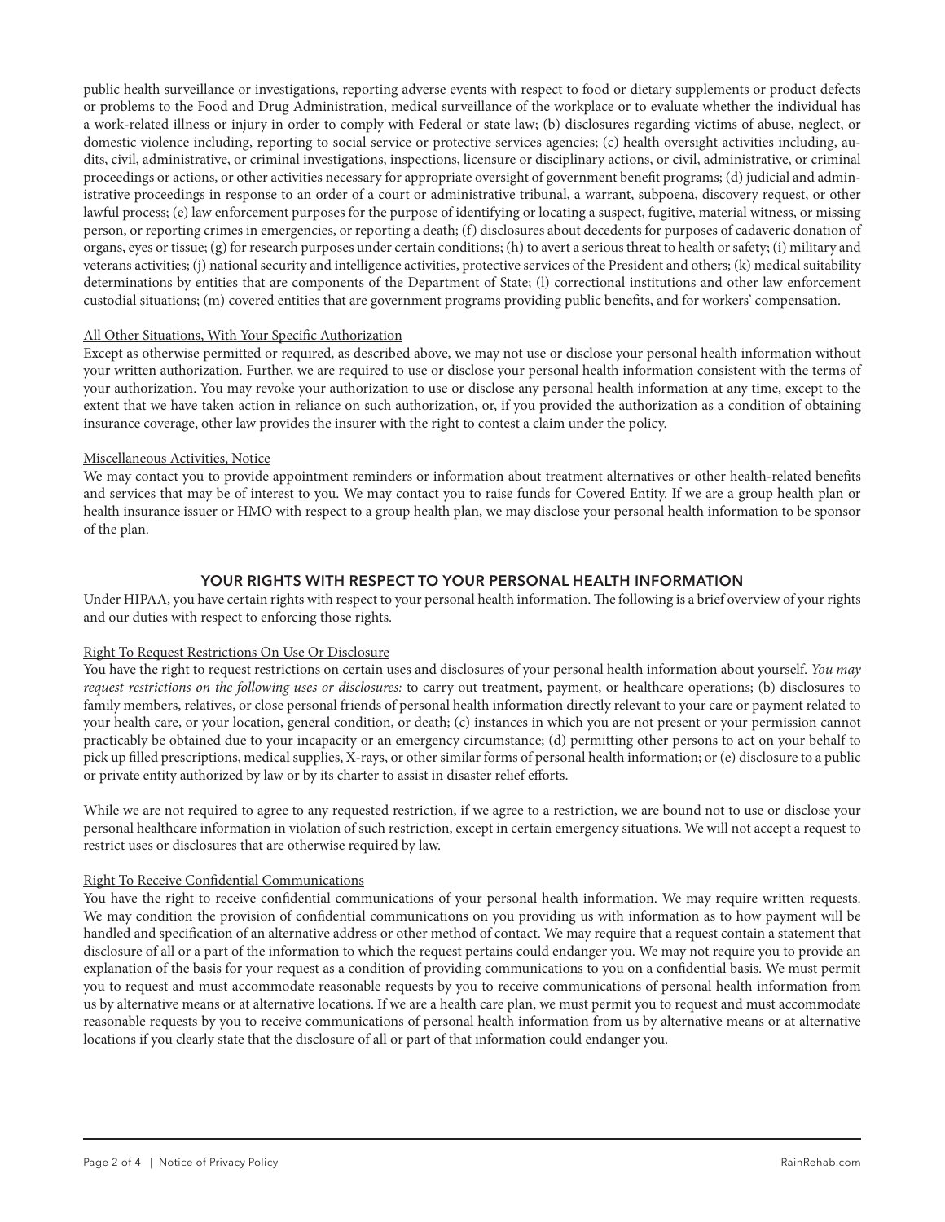public health surveillance or investigations, reporting adverse events with respect to food or dietary supplements or product defects or problems to the Food and Drug Administration, medical surveillance of the workplace or to evaluate whether the individual has a work-related illness or injury in order to comply with Federal or state law; (b) disclosures regarding victims of abuse, neglect, or domestic violence including, reporting to social service or protective services agencies; (c) health oversight activities including, audits, civil, administrative, or criminal investigations, inspections, licensure or disciplinary actions, or civil, administrative, or criminal proceedings or actions, or other activities necessary for appropriate oversight of government benefit programs; (d) judicial and administrative proceedings in response to an order of a court or administrative tribunal, a warrant, subpoena, discovery request, or other lawful process; (e) law enforcement purposes for the purpose of identifying or locating a suspect, fugitive, material witness, or missing person, or reporting crimes in emergencies, or reporting a death; (f) disclosures about decedents for purposes of cadaveric donation of organs, eyes or tissue; (g) for research purposes under certain conditions; (h) to avert a serious threat to health or safety; (i) military and veterans activities; (j) national security and intelligence activities, protective services of the President and others; (k) medical suitability determinations by entities that are components of the Department of State; (l) correctional institutions and other law enforcement custodial situations; (m) covered entities that are government programs providing public benefits, and for workers' compensation.

<u>All Other Situations, With Your Specific Authorization</u>

Except as otherwise permitted or required, as described above, we may not use or disclose your personal health information without your written authorization. Further, we are required to use or disclose your personal health information consistent with the terms of your authorization. You may revoke your authorization to use or disclose any personal health information at any time, except to the extent that we have taken action in reliance on such authorization, or, if you provided the authorization as a condition of obtaining insurance coverage, other law provides the insurer with the right to contest a claim under the policy.

<u>Miscellaneous Activities, Notice</u>

We may contact you to provide appointment reminders or information about treatment alternatives or other health-related benefits and services that may be of interest to you. We may contact you to raise funds for Covered Entity. If we are a group health plan or health insurance issuer or HMO with respect to a group health plan, we may disclose your personal health information to be sponsor of the plan.

## YOUR RIGHTS WITH RESPECT TO YOUR PERSONAL HEALTH INFORMATION

Under HIPAA, you have certain rights with respect to your personal health information. The following is a brief overview of your rights and our duties with respect to enforcing those rights.

<u>Right To Request Restrictions On Use Or Disclosure</u>

You have the right to request restrictions on certain uses and disclosures of your personal health information about yourself. *You may request restrictions on the following uses or disclosures:* to carry out treatment, payment, or healthcare operations; (b) disclosures to family members, relatives, or close personal friends of personal health information directly relevant to your care or payment related to your health care, or your location, general condition, or death; (c) instances in which you are not present or your permission cannot practicably be obtained due to your incapacity or an emergency circumstance; (d) permitting other persons to act on your behalf to pick up filled prescriptions, medical supplies, X-rays, or other similar forms of personal health information; or (e) disclosure to a public or private entity authorized by law or by its charter to assist in disaster relief efforts.

While we are not required to agree to any requested restriction, if we agree to a restriction, we are bound not to use or disclose your personal healthcare information in violation of such restriction, except in certain emergency situations. We will not accept a request to restrict uses or disclosures that are otherwise required by law.

<u>Right To Receive Confidential Communications</u>

You have the right to receive confidential communications of your personal health information. We may require written requests. We may condition the provision of confidential communications on you providing us with information as to how payment will be handled and specification of an alternative address or other method of contact. We may require that a request contain a statement that disclosure of all or a part of the information to which the request pertains could endanger you. We may not require you to provide an explanation of the basis for your request as a condition of providing communications to you on a confidential basis. We must permit you to request and must accommodate reasonable requests by you to receive communications of personal health information from us by alternative means or at alternative locations. If we are a health care plan, we must permit you to request and must accommodate reasonable requests by you to receive communications of personal health information from us by alternative means or at alternative locations if you clearly state that the disclosure of all or part of that information could endanger you.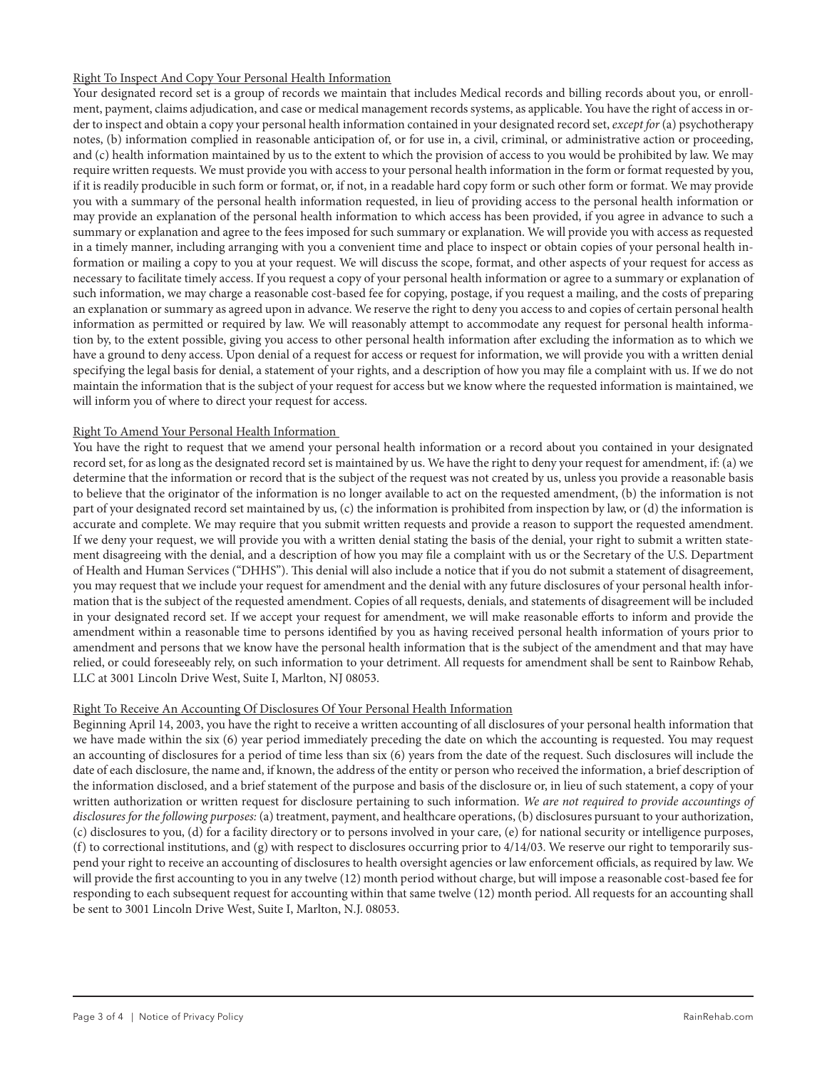Right To Inspect And Copy Your Personal Health Information

Your designated record set is a group of records we maintain that includes Medical records and billing records about you, or enrollment, payment, claims adjudication, and case or medical management records systems, as applicable. You have the right of access in order to inspect and obtain a copy your personal health information contained in your designated record set, *except for* (a) psychotherapy notes, (b) information complied in reasonable anticipation of, or for use in, a civil, criminal, or administrative action or proceeding, and (c) health information maintained by us to the extent to which the provision of access to you would be prohibited by law. We may require written requests. We must provide you with access to your personal health information in the form or format requested by you, if it is readily producible in such form or format, or, if not, in a readable hard copy form or such other form or format. We may provide you with a summary of the personal health information requested, in lieu of providing access to the personal health information or may provide an explanation of the personal health information to which access has been provided, if you agree in advance to such a summary or explanation and agree to the fees imposed for such summary or explanation. We will provide you with access as requested in a timely manner, including arranging with you a convenient time and place to inspect or obtain copies of your personal health information or mailing a copy to you at your request. We will discuss the scope, format, and other aspects of your request for access as necessary to facilitate timely access. If you request a copy of your personal health information or agree to a summary or explanation of such information, we may charge a reasonable cost-based fee for copying, postage, if you request a mailing, and the costs of preparing an explanation or summary as agreed upon in advance. We reserve the right to deny you access to and copies of certain personal health information as permitted or required by law. We will reasonably attempt to accommodate any request for personal health information by, to the extent possible, giving you access to other personal health information after excluding the information as to which we have a ground to deny access. Upon denial of a request for access or request for information, we will provide you with a written denial specifying the legal basis for denial, a statement of your rights, and a description of how you may file a complaint with us. If we do not maintain the information that is the subject of your request for access but we know where the requested information is maintained, we will inform you of where to direct your request for access.

Right To Amend Your Personal Health Information

You have the right to request that we amend your personal health information or a record about you contained in your designated record set, for as long as the designated record set is maintained by us. We have the right to deny your request for amendment, if: (a) we determine that the information or record that is the subject of the request was not created by us, unless you provide a reasonable basis to believe that the originator of the information is no longer available to act on the requested amendment, (b) the information is not part of your designated record set maintained by us, (c) the information is prohibited from inspection by law, or (d) the information is accurate and complete. We may require that you submit written requests and provide a reason to support the requested amendment. If we deny your request, we will provide you with a written denial stating the basis of the denial, your right to submit a written statement disagreeing with the denial, and a description of how you may file a complaint with us or the Secretary of the U.S. Department of Health and Human Services ("DHHS"). This denial will also include a notice that if you do not submit a statement of disagreement, you may request that we include your request for amendment and the denial with any future disclosures of your personal health information that is the subject of the requested amendment. Copies of all requests, denials, and statements of disagreement will be included in your designated record set. If we accept your request for amendment, we will make reasonable efforts to inform and provide the amendment within a reasonable time to persons identified by you as having received personal health information of yours prior to amendment and persons that we know have the personal health information that is the subject of the amendment and that may have relied, or could foreseeably rely, on such information to your detriment. All requests for amendment shall be sent to Rainbow Rehab, LLC at 3001 Lincoln Drive West, Suite I, Marlton, NJ 08053.

Right To Receive An Accounting Of Disclosures Of Your Personal Health Information

Beginning April 14, 2003, you have the right to receive a written accounting of all disclosures of your personal health information that we have made within the six (6) year period immediately preceding the date on which the accounting is requested. You may request an accounting of disclosures for a period of time less than six (6) years from the date of the request. Such disclosures will include the date of each disclosure, the name and, if known, the address of the entity or person who received the information, a brief description of the information disclosed, and a brief statement of the purpose and basis of the disclosure or, in lieu of such statement, a copy of your written authorization or written request for disclosure pertaining to such information. *We are not required to provide accountings of disclosures for the following purposes:* (a) treatment, payment, and healthcare operations, (b) disclosures pursuant to your authorization, (c) disclosures to you, (d) for a facility directory or to persons involved in your care, (e) for national security or intelligence purposes, (f) to correctional institutions, and (g) with respect to disclosures occurring prior to 4/14/03. We reserve our right to temporarily suspend your right to receive an accounting of disclosures to health oversight agencies or law enforcement officials, as required by law. We will provide the first accounting to you in any twelve (12) month period without charge, but will impose a reasonable cost-based fee for responding to each subsequent request for accounting within that same twelve (12) month period. All requests for an accounting shall be sent to 3001 Lincoln Drive West, Suite I, Marlton, N.J. 08053.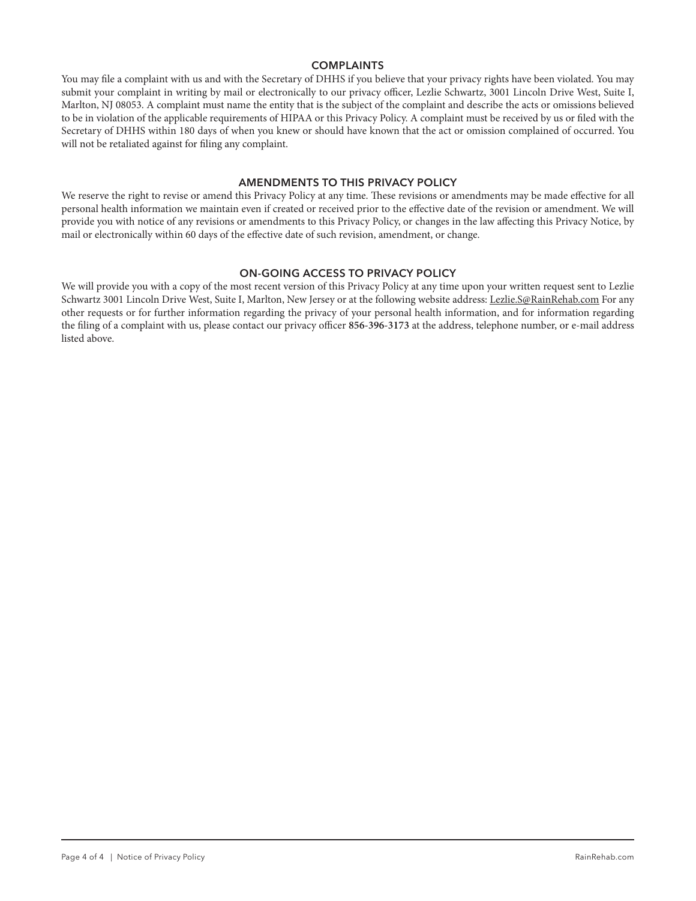## COMPLAINTS

You may file a complaint with us and with the Secretary of DHHS if you believe that your privacy rights have been violated. You may submit your complaint in writing by mail or electronically to our privacy officer, Lezlie Schwartz, 3001 Lincoln Drive West, Suite I, Marlton, NJ 08053. A complaint must name the entity that is the subject of the complaint and describe the acts or omissions believed to be in violation of the applicable requirements of HIPAA or this Privacy Policy. A complaint must be received by us or filed with the Secretary of DHHS within 180 days of when you knew or should have known that the act or omission complained of occurred. You will not be retaliated against for filing any complaint.

## AMENDMENTS TO THIS PRIVACY POLICY

We reserve the right to revise or amend this Privacy Policy at any time. These revisions or amendments may be made effective for all personal health information we maintain even if created or received prior to the effective date of the revision or amendment. We will provide you with notice of any revisions or amendments to this Privacy Policy, or changes in the law affecting this Privacy Notice, by mail or electronically within 60 days of the effective date of such revision, amendment, or change.

## ON-GOING ACCESS TO PRIVACY POLICY

We will provide you with a copy of the most recent version of this Privacy Policy at any time upon your written request sent to Lezlie Schwartz 3001 Lincoln Drive West, Suite I, Marlton, New Jersey or at the following website address: Lezlie.S@RainRehab.com For any other requests or for further information regarding the privacy of your personal health information, and for information regarding the filing of a complaint with us, please contact our privacy officer **856-396-3173** at the address, telephone number, or e-mail address listed above.